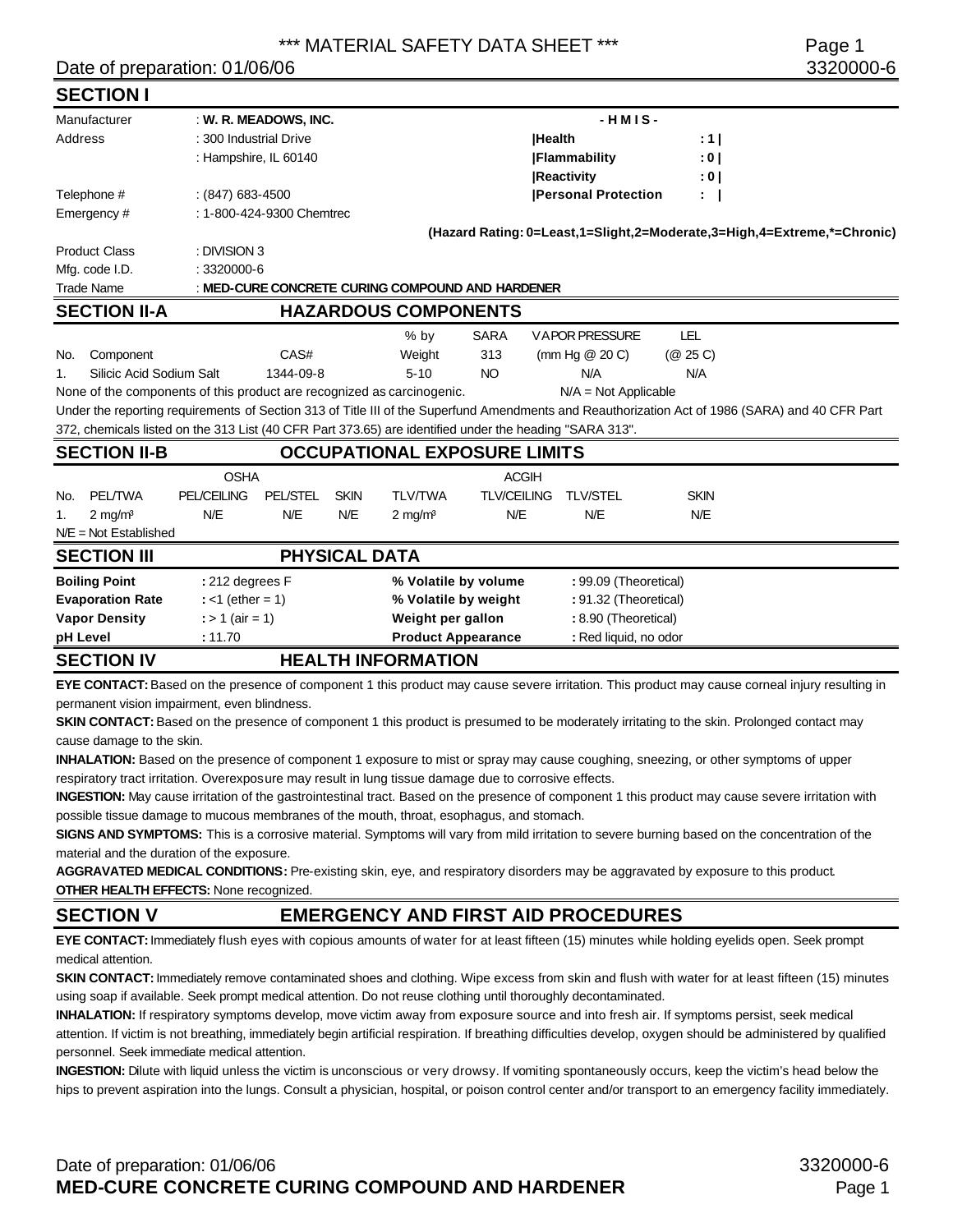# *** MATERIAL SAFETY DATA SHEET ***

Date of preparation: 01/06/06

3320000-6

## SECTION I

| | | | |
|---|---|---|---|
| Manufacturer | : **W. R. MEADOWS, INC.** | **- H M I S -** | |
| Address | : 300 Industrial Drive | **Health** | **: 1** |
| | : Hampshire, IL 60140 | **Flammability** | **: 0** |
| | | **Reactivity** | **: 0** |
| Telephone # | : (847) 683-4500 | **Personal Protection** | **:** |
| Emergency # | : 1-800-424-9300 Chemtrec | | |

**(Hazard Rating: 0=Least,1=Slight,2=Moderate,3=High,4=Extreme,*=Chronic)**

| | |
|---|---|
| Product Class | : DIVISION 3 |
| Mfg. code I.D. | : 3320000-6 |
| Trade Name | : **MED-CURE CONCRETE CURING COMPOUND AND HARDENER** |

## SECTION II-A HAZARDOUS COMPONENTS

| No. | Component | CAS# | % by Weight | SARA 313 | VAPOR PRESSURE (mm Hg @ 20 C) | LEL (@ 25 C) |
|---|---|---|---|---|---|---|
| 1. | Silicic Acid Sodium Salt | 1344-09-8 | 5-10 | NO | N/A | N/A |

None of the components of this product are recognized as carcinogenic. N/A = Not Applicable

Under the reporting requirements of Section 313 of Title III of the Superfund Amendments and Reauthorization Act of 1986 (SARA) and 40 CFR Part 372, chemicals listed on the 313 List (40 CFR Part 373.65) are identified under the heading "SARA 313".

## SECTION II-B OCCUPATIONAL EXPOSURE LIMITS

| | OSHA | | | | ACGIH | | | |
|---|---|---|---|---|---|---|---|---|
| No. | PEL/TWA | PEL/CEILING | PEL/STEL | SKIN | TLV/TWA | TLV/CEILING | TLV/STEL | SKIN |
| 1. | 2 mg/m³ | N/E | N/E | N/E | 2 mg/m³ | N/E | N/E | N/E |

N/E = Not Established

## SECTION III PHYSICAL DATA

| | | | |
|---|---|---|---|
| **Boiling Point** | : 212 degrees F | **% Volatile by volume** | : 99.09 (Theoretical) |
| **Evaporation Rate** | : <1 (ether = 1) | **% Volatile by weight** | : 91.32 (Theoretical) |
| **Vapor Density** | : > 1 (air = 1) | **Weight per gallon** | : 8.90 (Theoretical) |
| **pH Level** | : 11.70 | **Product Appearance** | : Red liquid, no odor |

## SECTION IV HEALTH INFORMATION

**EYE CONTACT:** Based on the presence of component 1 this product may cause severe irritation. This product may cause corneal injury resulting in permanent vision impairment, even blindness.

**SKIN CONTACT:** Based on the presence of component 1 this product is presumed to be moderately irritating to the skin. Prolonged contact may cause damage to the skin.

**INHALATION:** Based on the presence of component 1 exposure to mist or spray may cause coughing, sneezing, or other symptoms of upper respiratory tract irritation. Overexposure may result in lung tissue damage due to corrosive effects.

**INGESTION:** May cause irritation of the gastrointestinal tract. Based on the presence of component 1 this product may cause severe irritation with possible tissue damage to mucous membranes of the mouth, throat, esophagus, and stomach.

**SIGNS AND SYMPTOMS:** This is a corrosive material. Symptoms will vary from mild irritation to severe burning based on the concentration of the material and the duration of the exposure.

**AGGRAVATED MEDICAL CONDITIONS:** Pre-existing skin, eye, and respiratory disorders may be aggravated by exposure to this product.

**OTHER HEALTH EFFECTS:** None recognized.

## SECTION V EMERGENCY AND FIRST AID PROCEDURES

**EYE CONTACT:** Immediately flush eyes with copious amounts of water for at least fifteen (15) minutes while holding eyelids open. Seek prompt medical attention.

**SKIN CONTACT:** Immediately remove contaminated shoes and clothing. Wipe excess from skin and flush with water for at least fifteen (15) minutes using soap if available. Seek prompt medical attention. Do not reuse clothing until thoroughly decontaminated.

**INHALATION:** If respiratory symptoms develop, move victim away from exposure source and into fresh air. If symptoms persist, seek medical attention. If victim is not breathing, immediately begin artificial respiration. If breathing difficulties develop, oxygen should be administered by qualified personnel. Seek immediate medical attention.

**INGESTION:** Dilute with liquid unless the victim is unconscious or very drowsy. If vomiting spontaneously occurs, keep the victim's head below the hips to prevent aspiration into the lungs. Consult a physician, hospital, or poison control center and/or transport to an emergency facility immediately.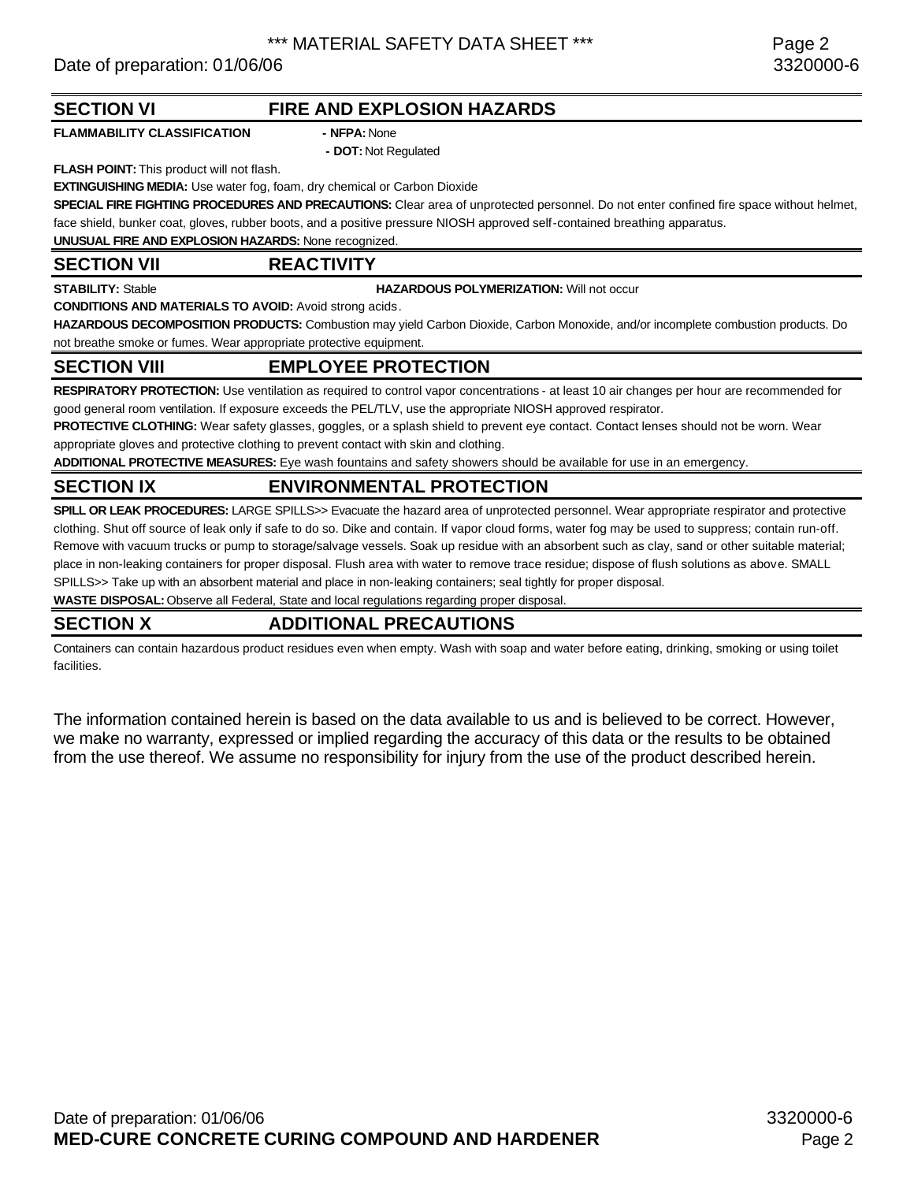## SECTION VI FIRE AND EXPLOSION HAZARDS

**FLAMMABILITY CLASSIFICATION** - **NFPA:** None
- **DOT:** Not Regulated

**FLASH POINT:** This product will not flash.

**EXTINGUISHING MEDIA:** Use water fog, foam, dry chemical or Carbon Dioxide

**SPECIAL FIRE FIGHTING PROCEDURES AND PRECAUTIONS:** Clear area of unprotected personnel. Do not enter confined fire space without helmet, face shield, bunker coat, gloves, rubber boots, and a positive pressure NIOSH approved self-contained breathing apparatus.

**UNUSUAL FIRE AND EXPLOSION HAZARDS:** None recognized.

## SECTION VII REACTIVITY

**STABILITY:** Stable **HAZARDOUS POLYMERIZATION:** Will not occur

**CONDITIONS AND MATERIALS TO AVOID:** Avoid strong acids.

**HAZARDOUS DECOMPOSITION PRODUCTS:** Combustion may yield Carbon Dioxide, Carbon Monoxide, and/or incomplete combustion products. Do not breathe smoke or fumes. Wear appropriate protective equipment.

## SECTION VIII EMPLOYEE PROTECTION

**RESPIRATORY PROTECTION:** Use ventilation as required to control vapor concentrations - at least 10 air changes per hour are recommended for good general room ventilation. If exposure exceeds the PEL/TLV, use the appropriate NIOSH approved respirator.

**PROTECTIVE CLOTHING:** Wear safety glasses, goggles, or a splash shield to prevent eye contact. Contact lenses should not be worn. Wear appropriate gloves and protective clothing to prevent contact with skin and clothing.

**ADDITIONAL PROTECTIVE MEASURES:** Eye wash fountains and safety showers should be available for use in an emergency.

## SECTION IX ENVIRONMENTAL PROTECTION

**SPILL OR LEAK PROCEDURES:** LARGE SPILLS>> Evacuate the hazard area of unprotected personnel. Wear appropriate respirator and protective clothing. Shut off source of leak only if safe to do so. Dike and contain. If vapor cloud forms, water fog may be used to suppress; contain run-off. Remove with vacuum trucks or pump to storage/salvage vessels. Soak up residue with an absorbent such as clay, sand or other suitable material; place in non-leaking containers for proper disposal. Flush area with water to remove trace residue; dispose of flush solutions as above. SMALL SPILLS>> Take up with an absorbent material and place in non-leaking containers; seal tightly for proper disposal.

**WASTE DISPOSAL:** Observe all Federal, State and local regulations regarding proper disposal.

## SECTION X ADDITIONAL PRECAUTIONS

Containers can contain hazardous product residues even when empty. Wash with soap and water before eating, drinking, smoking or using toilet facilities.

The information contained herein is based on the data available to us and is believed to be correct. However, we make no warranty, expressed or implied regarding the accuracy of this data or the results to be obtained from the use thereof. We assume no responsibility for injury from the use of the product described herein.